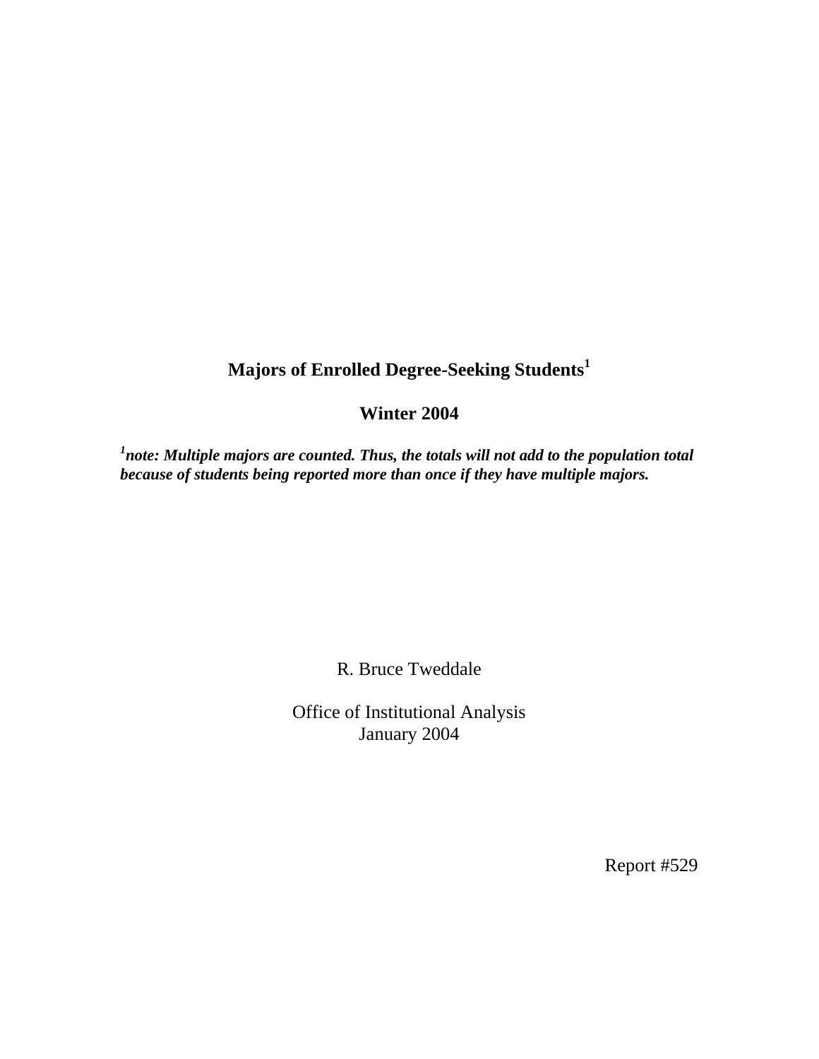# Majors of Enrolled Degree-Seeking Students[1]

## Winter 2004

***[1]note: Multiple majors are counted. Thus, the totals will not add to the population total because of students being reported more than once if they have multiple majors.***

R. Bruce Tweddale

Office of Institutional Analysis
January 2004

Report #529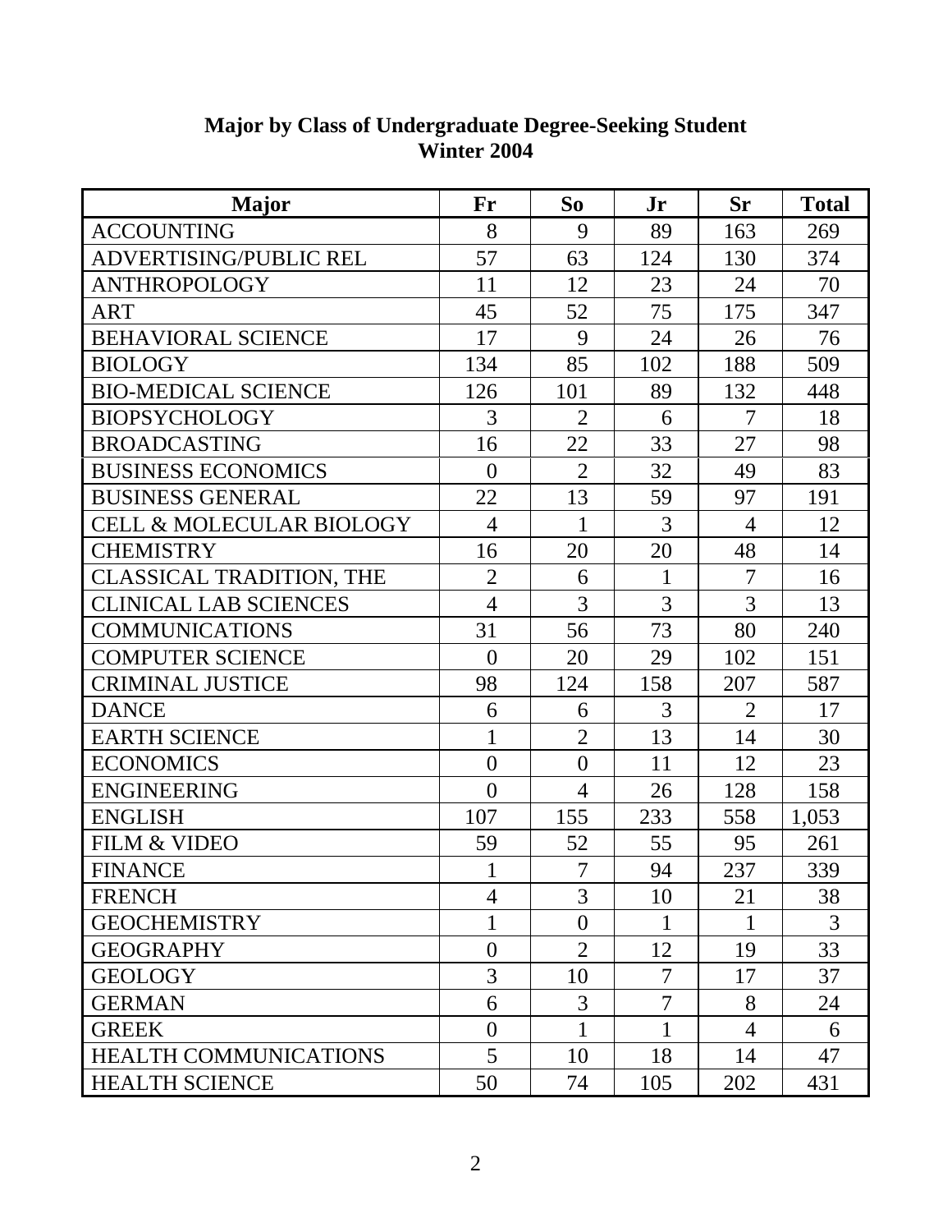**Major by Class of Undergraduate Degree-Seeking Student**
**Winter 2004**

| Major | Fr | So | Jr | Sr | Total |
|---|---|---|---|---|---|
| ACCOUNTING | 8 | 9 | 89 | 163 | 269 |
| ADVERTISING/PUBLIC REL | 57 | 63 | 124 | 130 | 374 |
| ANTHROPOLOGY | 11 | 12 | 23 | 24 | 70 |
| ART | 45 | 52 | 75 | 175 | 347 |
| BEHAVIORAL SCIENCE | 17 | 9 | 24 | 26 | 76 |
| BIOLOGY | 134 | 85 | 102 | 188 | 509 |
| BIO-MEDICAL SCIENCE | 126 | 101 | 89 | 132 | 448 |
| BIOPSYCHOLOGY | 3 | 2 | 6 | 7 | 18 |
| BROADCASTING | 16 | 22 | 33 | 27 | 98 |
| BUSINESS ECONOMICS | 0 | 2 | 32 | 49 | 83 |
| BUSINESS GENERAL | 22 | 13 | 59 | 97 | 191 |
| CELL & MOLECULAR BIOLOGY | 4 | 1 | 3 | 4 | 12 |
| CHEMISTRY | 16 | 20 | 20 | 48 | 14 |
| CLASSICAL TRADITION, THE | 2 | 6 | 1 | 7 | 16 |
| CLINICAL LAB SCIENCES | 4 | 3 | 3 | 3 | 13 |
| COMMUNICATIONS | 31 | 56 | 73 | 80 | 240 |
| COMPUTER SCIENCE | 0 | 20 | 29 | 102 | 151 |
| CRIMINAL JUSTICE | 98 | 124 | 158 | 207 | 587 |
| DANCE | 6 | 6 | 3 | 2 | 17 |
| EARTH SCIENCE | 1 | 2 | 13 | 14 | 30 |
| ECONOMICS | 0 | 0 | 11 | 12 | 23 |
| ENGINEERING | 0 | 4 | 26 | 128 | 158 |
| ENGLISH | 107 | 155 | 233 | 558 | 1,053 |
| FILM & VIDEO | 59 | 52 | 55 | 95 | 261 |
| FINANCE | 1 | 7 | 94 | 237 | 339 |
| FRENCH | 4 | 3 | 10 | 21 | 38 |
| GEOCHEMISTRY | 1 | 0 | 1 | 1 | 3 |
| GEOGRAPHY | 0 | 2 | 12 | 19 | 33 |
| GEOLOGY | 3 | 10 | 7 | 17 | 37 |
| GERMAN | 6 | 3 | 7 | 8 | 24 |
| GREEK | 0 | 1 | 1 | 4 | 6 |
| HEALTH COMMUNICATIONS | 5 | 10 | 18 | 14 | 47 |
| HEALTH SCIENCE | 50 | 74 | 105 | 202 | 431 |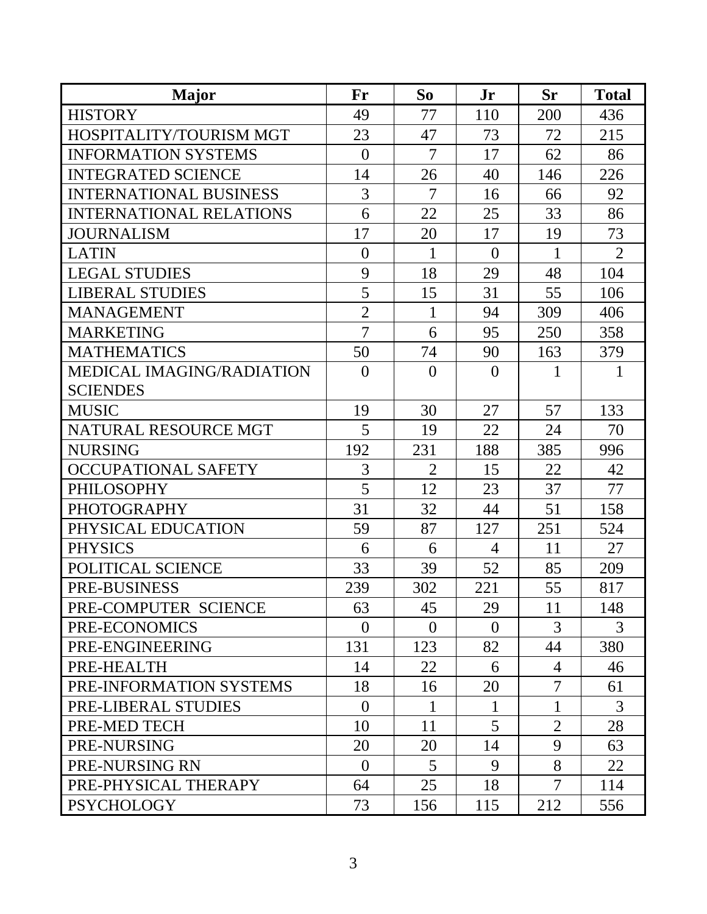| Major | Fr | So | Jr | Sr | Total |
| --- | --- | --- | --- | --- | --- |
| HISTORY | 49 | 77 | 110 | 200 | 436 |
| HOSPITALITY/TOURISM MGT | 23 | 47 | 73 | 72 | 215 |
| INFORMATION SYSTEMS | 0 | 7 | 17 | 62 | 86 |
| INTEGRATED SCIENCE | 14 | 26 | 40 | 146 | 226 |
| INTERNATIONAL BUSINESS | 3 | 7 | 16 | 66 | 92 |
| INTERNATIONAL RELATIONS | 6 | 22 | 25 | 33 | 86 |
| JOURNALISM | 17 | 20 | 17 | 19 | 73 |
| LATIN | 0 | 1 | 0 | 1 | 2 |
| LEGAL STUDIES | 9 | 18 | 29 | 48 | 104 |
| LIBERAL STUDIES | 5 | 15 | 31 | 55 | 106 |
| MANAGEMENT | 2 | 1 | 94 | 309 | 406 |
| MARKETING | 7 | 6 | 95 | 250 | 358 |
| MATHEMATICS | 50 | 74 | 90 | 163 | 379 |
| MEDICAL IMAGING/RADIATION SCIENDES | 0 | 0 | 0 | 1 | 1 |
| MUSIC | 19 | 30 | 27 | 57 | 133 |
| NATURAL RESOURCE MGT | 5 | 19 | 22 | 24 | 70 |
| NURSING | 192 | 231 | 188 | 385 | 996 |
| OCCUPATIONAL SAFETY | 3 | 2 | 15 | 22 | 42 |
| PHILOSOPHY | 5 | 12 | 23 | 37 | 77 |
| PHOTOGRAPHY | 31 | 32 | 44 | 51 | 158 |
| PHYSICAL EDUCATION | 59 | 87 | 127 | 251 | 524 |
| PHYSICS | 6 | 6 | 4 | 11 | 27 |
| POLITICAL SCIENCE | 33 | 39 | 52 | 85 | 209 |
| PRE-BUSINESS | 239 | 302 | 221 | 55 | 817 |
| PRE-COMPUTER SCIENCE | 63 | 45 | 29 | 11 | 148 |
| PRE-ECONOMICS | 0 | 0 | 0 | 3 | 3 |
| PRE-ENGINEERING | 131 | 123 | 82 | 44 | 380 |
| PRE-HEALTH | 14 | 22 | 6 | 4 | 46 |
| PRE-INFORMATION SYSTEMS | 18 | 16 | 20 | 7 | 61 |
| PRE-LIBERAL STUDIES | 0 | 1 | 1 | 1 | 3 |
| PRE-MED TECH | 10 | 11 | 5 | 2 | 28 |
| PRE-NURSING | 20 | 20 | 14 | 9 | 63 |
| PRE-NURSING RN | 0 | 5 | 9 | 8 | 22 |
| PRE-PHYSICAL THERAPY | 64 | 25 | 18 | 7 | 114 |
| PSYCHOLOGY | 73 | 156 | 115 | 212 | 556 |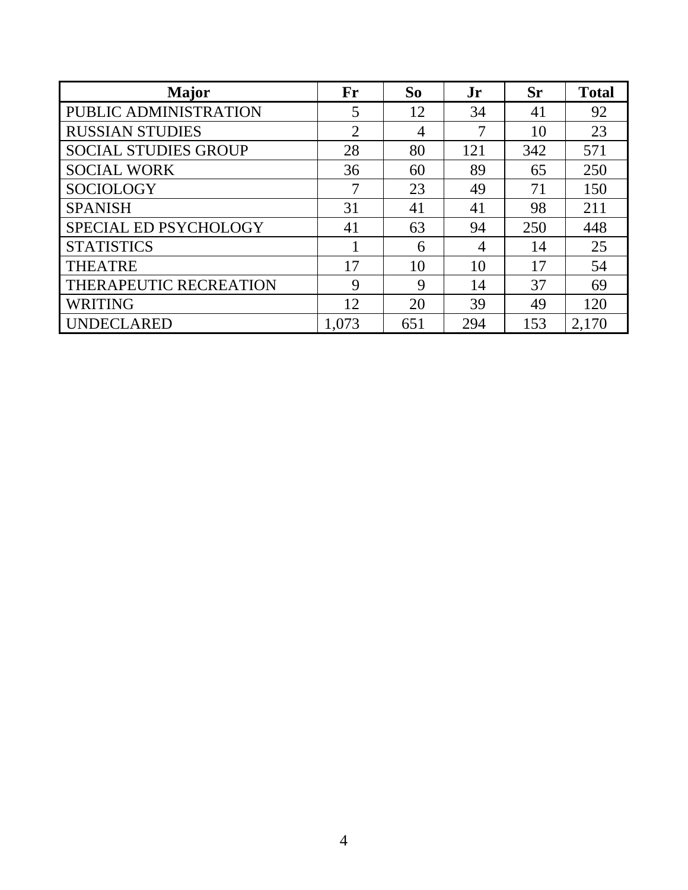| Major | Fr | So | Jr | Sr | Total |
|---|---|---|---|---|---|
| PUBLIC ADMINISTRATION | 5 | 12 | 34 | 41 | 92 |
| RUSSIAN STUDIES | 2 | 4 | 7 | 10 | 23 |
| SOCIAL STUDIES GROUP | 28 | 80 | 121 | 342 | 571 |
| SOCIAL WORK | 36 | 60 | 89 | 65 | 250 |
| SOCIOLOGY | 7 | 23 | 49 | 71 | 150 |
| SPANISH | 31 | 41 | 41 | 98 | 211 |
| SPECIAL ED PSYCHOLOGY | 41 | 63 | 94 | 250 | 448 |
| STATISTICS | 1 | 6 | 4 | 14 | 25 |
| THEATRE | 17 | 10 | 10 | 17 | 54 |
| THERAPEUTIC RECREATION | 9 | 9 | 14 | 37 | 69 |
| WRITING | 12 | 20 | 39 | 49 | 120 |
| UNDECLARED | 1,073 | 651 | 294 | 153 | 2,170 |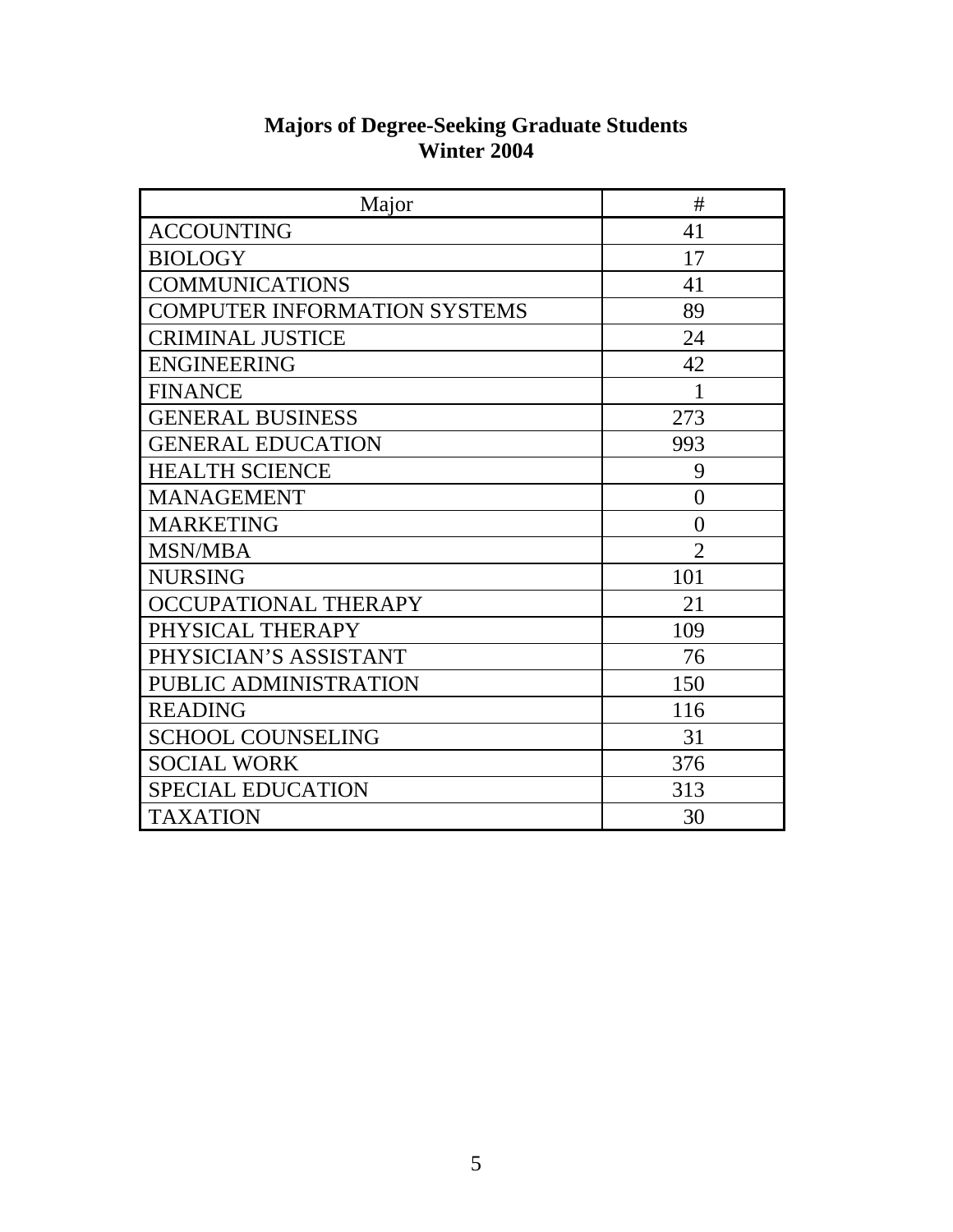## Majors of Degree-Seeking Graduate Students
## Winter 2004

| Major | # |
|---|---|
| ACCOUNTING | 41 |
| BIOLOGY | 17 |
| COMMUNICATIONS | 41 |
| COMPUTER INFORMATION SYSTEMS | 89 |
| CRIMINAL JUSTICE | 24 |
| ENGINEERING | 42 |
| FINANCE | 1 |
| GENERAL BUSINESS | 273 |
| GENERAL EDUCATION | 993 |
| HEALTH SCIENCE | 9 |
| MANAGEMENT | 0 |
| MARKETING | 0 |
| MSN/MBA | 2 |
| NURSING | 101 |
| OCCUPATIONAL THERAPY | 21 |
| PHYSICAL THERAPY | 109 |
| PHYSICIAN'S ASSISTANT | 76 |
| PUBLIC ADMINISTRATION | 150 |
| READING | 116 |
| SCHOOL COUNSELING | 31 |
| SOCIAL WORK | 376 |
| SPECIAL EDUCATION | 313 |
| TAXATION | 30 |